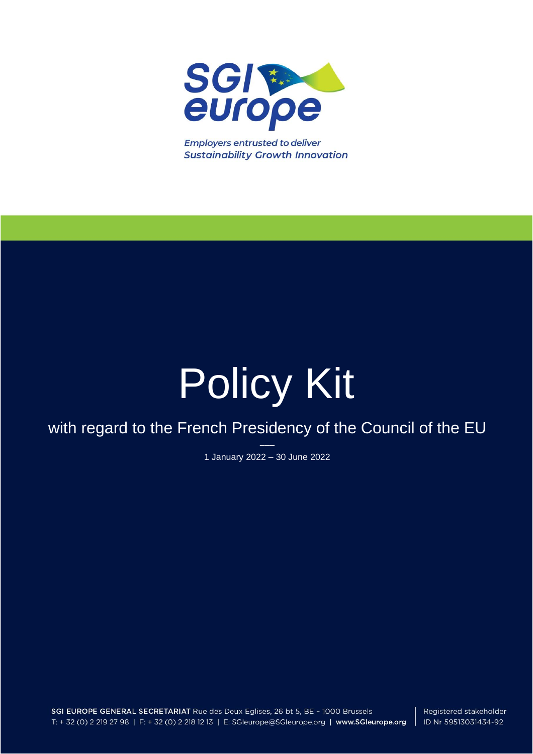SGI europe

*Employers entrusted to deliver*
***Sustainability Growth Innovation***

# Policy Kit

## with regard to the French Presidency of the Council of the EU

1 January 2022 – 30 June 2022

**SGI EUROPE GENERAL SECRETARIAT** Rue des Deux Eglises, 26 bt 5, BE – 1000 Brussels
T: + 32 (0) 2 219 27 98 | F: + 32 (0) 2 218 12 13 | E: SGIeurope@SGIeurope.org | **www.SGIeurope.org**

Registered stakeholder
ID Nr 59513031434-92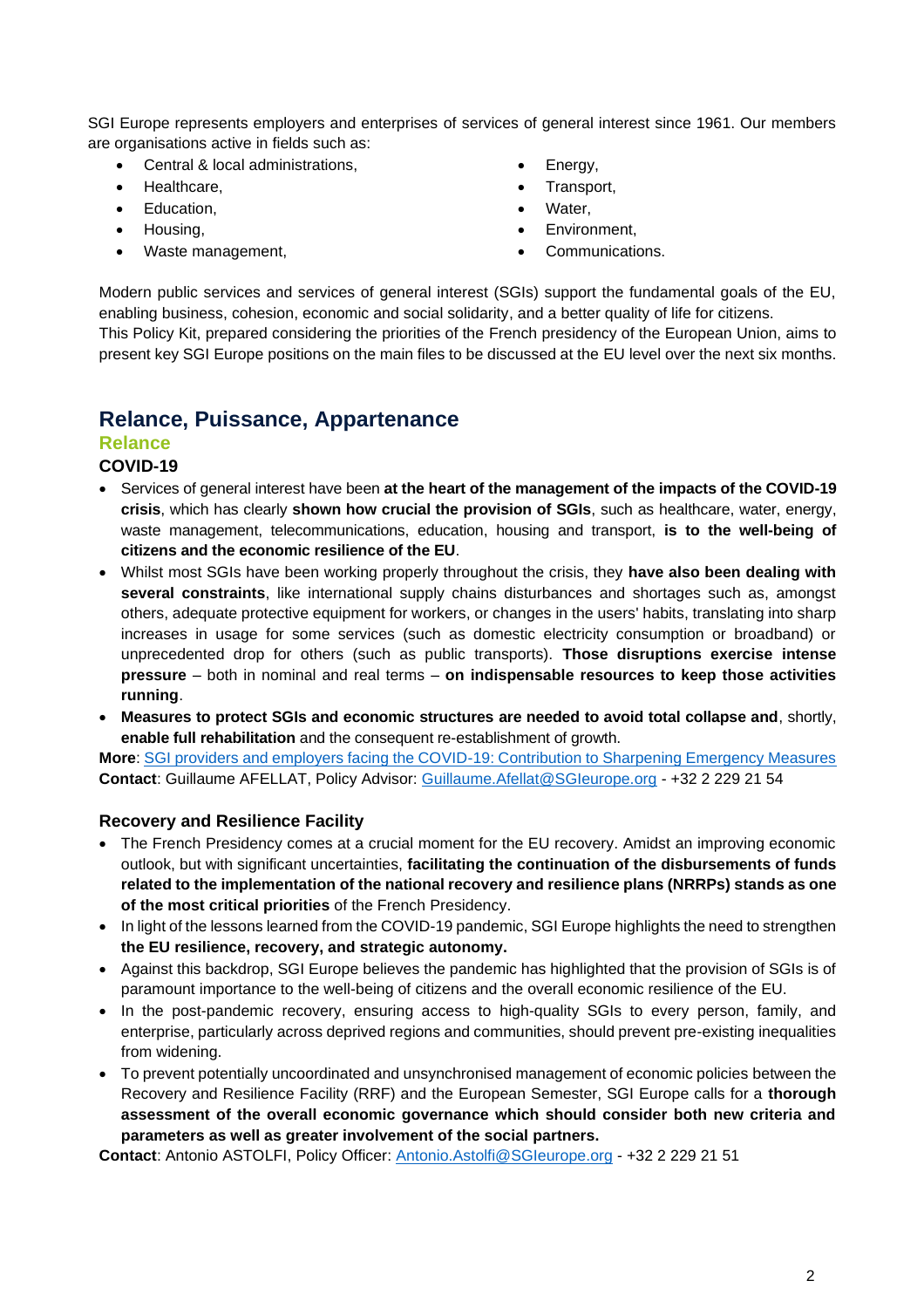SGI Europe represents employers and enterprises of services of general interest since 1961. Our members are organisations active in fields such as:

- Central & local administrations,
- Healthcare,
- Education,
- Housing,
- Waste management,
- Energy,
- Transport,
- Water,
- Environment,
- Communications.

Modern public services and services of general interest (SGIs) support the fundamental goals of the EU, enabling business, cohesion, economic and social solidarity, and a better quality of life for citizens.
This Policy Kit, prepared considering the priorities of the French presidency of the European Union, aims to present key SGI Europe positions on the main files to be discussed at the EU level over the next six months.

# Relance, Puissance, Appartenance

## Relance

### COVID-19

- Services of general interest have been **at the heart of the management of the impacts of the COVID-19 crisis**, which has clearly **shown how crucial the provision of SGIs**, such as healthcare, water, energy, waste management, telecommunications, education, housing and transport, **is to the well-being of citizens and the economic resilience of the EU**.
- Whilst most SGIs have been working properly throughout the crisis, they **have also been dealing with several constraints**, like international supply chains disturbances and shortages such as, amongst others, adequate protective equipment for workers, or changes in the users' habits, translating into sharp increases in usage for some services (such as domestic electricity consumption or broadband) or unprecedented drop for others (such as public transports). **Those disruptions exercise intense pressure** – both in nominal and real terms – **on indispensable resources to keep those activities running**.
- **Measures to protect SGIs and economic structures are needed to avoid total collapse and**, shortly, **enable full rehabilitation** and the consequent re-establishment of growth.

**More**: SGI providers and employers facing the COVID-19: Contribution to Sharpening Emergency Measures
**Contact**: Guillaume AFELLAT, Policy Advisor: Guillaume.Afellat@SGIeurope.org - +32 2 229 21 54

### Recovery and Resilience Facility

- The French Presidency comes at a crucial moment for the EU recovery. Amidst an improving economic outlook, but with significant uncertainties, **facilitating the continuation of the disbursements of funds related to the implementation of the national recovery and resilience plans (NRRPs) stands as one of the most critical priorities** of the French Presidency.
- In light of the lessons learned from the COVID-19 pandemic, SGI Europe highlights the need to strengthen **the EU resilience, recovery, and strategic autonomy.**
- Against this backdrop, SGI Europe believes the pandemic has highlighted that the provision of SGIs is of paramount importance to the well-being of citizens and the overall economic resilience of the EU.
- In the post-pandemic recovery, ensuring access to high-quality SGIs to every person, family, and enterprise, particularly across deprived regions and communities, should prevent pre-existing inequalities from widening.
- To prevent potentially uncoordinated and unsynchronised management of economic policies between the Recovery and Resilience Facility (RRF) and the European Semester, SGI Europe calls for a **thorough assessment of the overall economic governance which should consider both new criteria and parameters as well as greater involvement of the social partners.**

**Contact**: Antonio ASTOLFI, Policy Officer: Antonio.Astolfi@SGIeurope.org - +32 2 229 21 51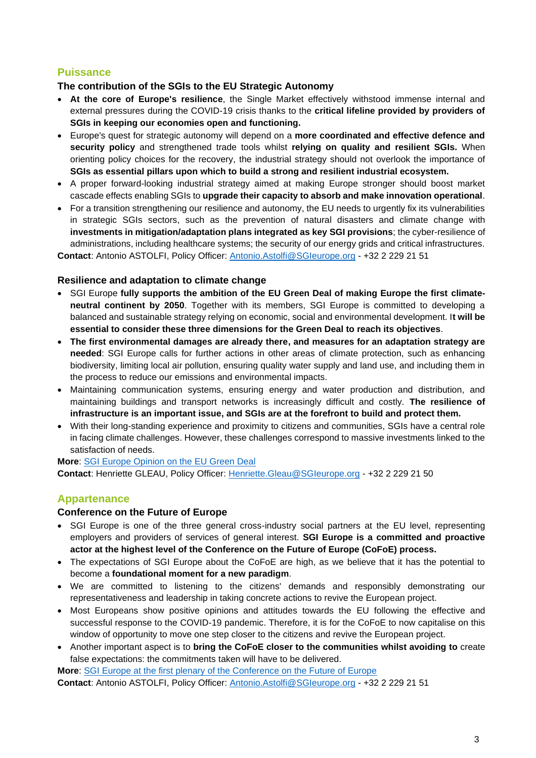## Puissance

### The contribution of the SGIs to the EU Strategic Autonomy

- **At the core of Europe's resilience**, the Single Market effectively withstood immense internal and external pressures during the COVID-19 crisis thanks to the **critical lifeline provided by providers of SGIs in keeping our economies open and functioning.**
- Europe's quest for strategic autonomy will depend on a **more coordinated and effective defence and security policy** and strengthened trade tools whilst **relying on quality and resilient SGIs.** When orienting policy choices for the recovery, the industrial strategy should not overlook the importance of **SGIs as essential pillars upon which to build a strong and resilient industrial ecosystem.**
- A proper forward-looking industrial strategy aimed at making Europe stronger should boost market cascade effects enabling SGIs to **upgrade their capacity to absorb and make innovation operational**.
- For a transition strengthening our resilience and autonomy, the EU needs to urgently fix its vulnerabilities in strategic SGIs sectors, such as the prevention of natural disasters and climate change with **investments in mitigation/adaptation plans integrated as key SGI provisions**; the cyber-resilience of administrations, including healthcare systems; the security of our energy grids and critical infrastructures.

**Contact**: Antonio ASTOLFI, Policy Officer: Antonio.Astolfi@SGIeurope.org - +32 2 229 21 51

### Resilience and adaptation to climate change

- SGI Europe **fully supports the ambition of the EU Green Deal of making Europe the first climate-neutral continent by 2050**. Together with its members, SGI Europe is committed to developing a balanced and sustainable strategy relying on economic, social and environmental development. I**t will be essential to consider these three dimensions for the Green Deal to reach its objectives**.
- **The first environmental damages are already there, and measures for an adaptation strategy are needed**: SGI Europe calls for further actions in other areas of climate protection, such as enhancing biodiversity, limiting local air pollution, ensuring quality water supply and land use, and including them in the process to reduce our emissions and environmental impacts.
- Maintaining communication systems, ensuring energy and water production and distribution, and maintaining buildings and transport networks is increasingly difficult and costly. **The resilience of infrastructure is an important issue, and SGIs are at the forefront to build and protect them.**
- With their long-standing experience and proximity to citizens and communities, SGIs have a central role in facing climate challenges. However, these challenges correspond to massive investments linked to the satisfaction of needs.

**More**: SGI Europe Opinion on the EU Green Deal

**Contact**: Henriette GLEAU, Policy Officer: Henriette.Gleau@SGIeurope.org - +32 2 229 21 50

## Appartenance

### Conference on the Future of Europe

- SGI Europe is one of the three general cross-industry social partners at the EU level, representing employers and providers of services of general interest. **SGI Europe is a committed and proactive actor at the highest level of the Conference on the Future of Europe (CoFoE) process.**
- The expectations of SGI Europe about the CoFoE are high, as we believe that it has the potential to become a **foundational moment for a new paradigm**.
- We are committed to listening to the citizens' demands and responsibly demonstrating our representativeness and leadership in taking concrete actions to revive the European project.
- Most Europeans show positive opinions and attitudes towards the EU following the effective and successful response to the COVID-19 pandemic. Therefore, it is for the CoFoE to now capitalise on this window of opportunity to move one step closer to the citizens and revive the European project.
- Another important aspect is to **bring the CoFoE closer to the communities whilst avoiding to** create false expectations: the commitments taken will have to be delivered.

**More**: SGI Europe at the first plenary of the Conference on the Future of Europe

**Contact**: Antonio ASTOLFI, Policy Officer: Antonio.Astolfi@SGIeurope.org - +32 2 229 21 51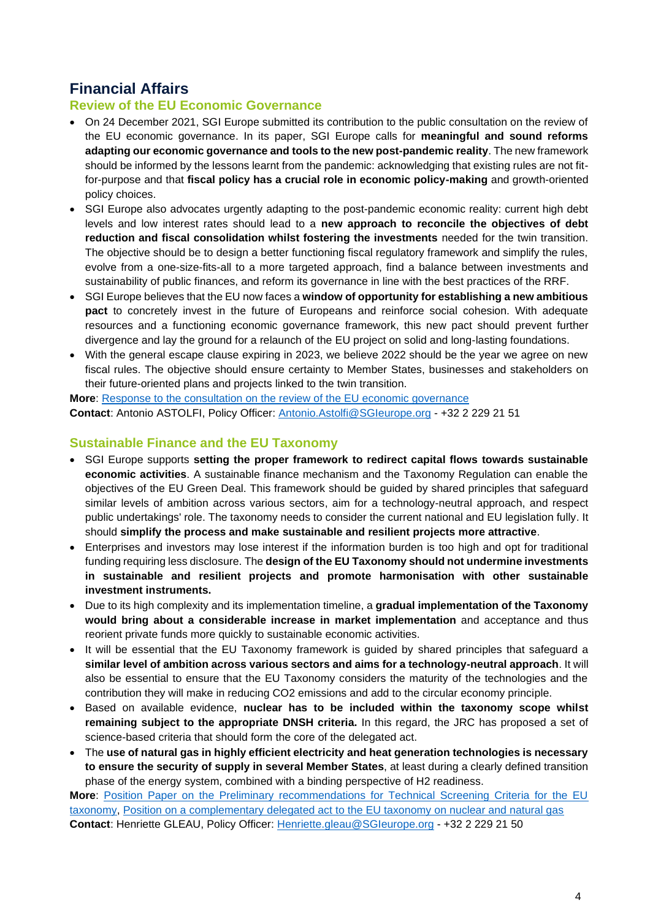# Financial Affairs

## Review of the EU Economic Governance

- On 24 December 2021, SGI Europe submitted its contribution to the public consultation on the review of the EU economic governance. In its paper, SGI Europe calls for **meaningful and sound reforms adapting our economic governance and tools to the new post-pandemic reality**. The new framework should be informed by the lessons learnt from the pandemic: acknowledging that existing rules are not fit-for-purpose and that **fiscal policy has a crucial role in economic policy-making** and growth-oriented policy choices.
- SGI Europe also advocates urgently adapting to the post-pandemic economic reality: current high debt levels and low interest rates should lead to a **new approach to reconcile the objectives of debt reduction and fiscal consolidation whilst fostering the investments** needed for the twin transition. The objective should be to design a better functioning fiscal regulatory framework and simplify the rules, evolve from a one-size-fits-all to a more targeted approach, find a balance between investments and sustainability of public finances, and reform its governance in line with the best practices of the RRF.
- SGI Europe believes that the EU now faces a **window of opportunity for establishing a new ambitious pact** to concretely invest in the future of Europeans and reinforce social cohesion. With adequate resources and a functioning economic governance framework, this new pact should prevent further divergence and lay the ground for a relaunch of the EU project on solid and long-lasting foundations.
- With the general escape clause expiring in 2023, we believe 2022 should be the year we agree on new fiscal rules. The objective should ensure certainty to Member States, businesses and stakeholders on their future-oriented plans and projects linked to the twin transition.

**More**: Response to the consultation on the review of the EU economic governance
**Contact**: Antonio ASTOLFI, Policy Officer: Antonio.Astolfi@SGIeurope.org - +32 2 229 21 51

## Sustainable Finance and the EU Taxonomy

- SGI Europe supports **setting the proper framework to redirect capital flows towards sustainable economic activities**. A sustainable finance mechanism and the Taxonomy Regulation can enable the objectives of the EU Green Deal. This framework should be guided by shared principles that safeguard similar levels of ambition across various sectors, aim for a technology-neutral approach, and respect public undertakings' role. The taxonomy needs to consider the current national and EU legislation fully. It should **simplify the process and make sustainable and resilient projects more attractive**.
- Enterprises and investors may lose interest if the information burden is too high and opt for traditional funding requiring less disclosure. The **design of the EU Taxonomy should not undermine investments in sustainable and resilient projects and promote harmonisation with other sustainable investment instruments.**
- Due to its high complexity and its implementation timeline, a **gradual implementation of the Taxonomy would bring about a considerable increase in market implementation** and acceptance and thus reorient private funds more quickly to sustainable economic activities.
- It will be essential that the EU Taxonomy framework is guided by shared principles that safeguard a **similar level of ambition across various sectors and aims for a technology-neutral approach**. It will also be essential to ensure that the EU Taxonomy considers the maturity of the technologies and the contribution they will make in reducing $CO_2$ emissions and add to the circular economy principle.
- Based on available evidence, **nuclear has to be included within the taxonomy scope whilst remaining subject to the appropriate DNSH criteria.** In this regard, the JRC has proposed a set of science-based criteria that should form the core of the delegated act.
- The **use of natural gas in highly efficient electricity and heat generation technologies is necessary to ensure the security of supply in several Member States**, at least during a clearly defined transition phase of the energy system, combined with a binding perspective of H2 readiness.

**More**: Position Paper on the Preliminary recommendations for Technical Screening Criteria for the EU taxonomy, Position on a complementary delegated act to the EU taxonomy on nuclear and natural gas
**Contact**: Henriette GLEAU, Policy Officer: Henriette.gleau@SGIeurope.org - +32 2 229 21 50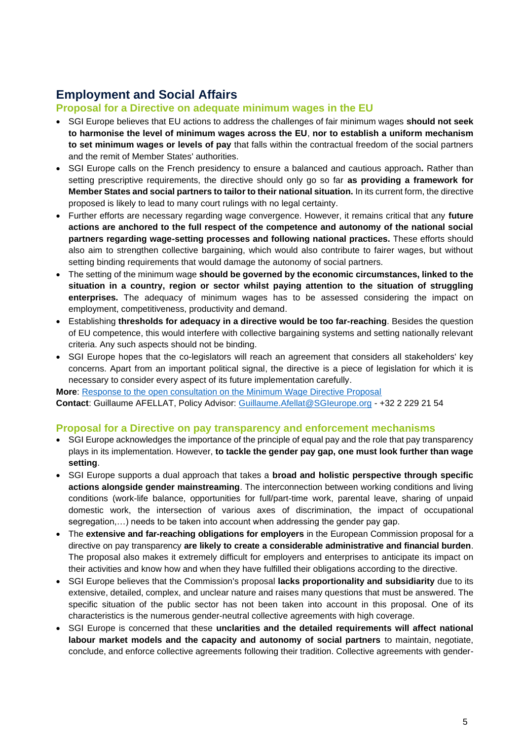## Employment and Social Affairs

### Proposal for a Directive on adequate minimum wages in the EU

- SGI Europe believes that EU actions to address the challenges of fair minimum wages **should not seek to harmonise the level of minimum wages across the EU**, **nor to establish a uniform mechanism to set minimum wages or levels of pay** that falls within the contractual freedom of the social partners and the remit of Member States' authorities.
- SGI Europe calls on the French presidency to ensure a balanced and cautious approach**.** Rather than setting prescriptive requirements, the directive should only go so far **as providing a framework for Member States and social partners to tailor to their national situation.** In its current form, the directive proposed is likely to lead to many court rulings with no legal certainty.
- Further efforts are necessary regarding wage convergence. However, it remains critical that any **future actions are anchored to the full respect of the competence and autonomy of the national social partners regarding wage-setting processes and following national practices.** These efforts should also aim to strengthen collective bargaining, which would also contribute to fairer wages, but without setting binding requirements that would damage the autonomy of social partners.
- The setting of the minimum wage **should be governed by the economic circumstances, linked to the situation in a country, region or sector whilst paying attention to the situation of struggling enterprises.** The adequacy of minimum wages has to be assessed considering the impact on employment, competitiveness, productivity and demand.
- Establishing **thresholds for adequacy in a directive would be too far-reaching**. Besides the question of EU competence, this would interfere with collective bargaining systems and setting nationally relevant criteria. Any such aspects should not be binding.
- SGI Europe hopes that the co-legislators will reach an agreement that considers all stakeholders' key concerns. Apart from an important political signal, the directive is a piece of legislation for which it is necessary to consider every aspect of its future implementation carefully.

**More**: Response to the open consultation on the Minimum Wage Directive Proposal
**Contact**: Guillaume AFELLAT, Policy Advisor: Guillaume.Afellat@SGIeurope.org - +32 2 229 21 54

### Proposal for a Directive on pay transparency and enforcement mechanisms

- SGI Europe acknowledges the importance of the principle of equal pay and the role that pay transparency plays in its implementation. However, **to tackle the gender pay gap, one must look further than wage setting**.
- SGI Europe supports a dual approach that takes a **broad and holistic perspective through specific actions alongside gender mainstreaming**. The interconnection between working conditions and living conditions (work-life balance, opportunities for full/part-time work, parental leave, sharing of unpaid domestic work, the intersection of various axes of discrimination, the impact of occupational segregation,…) needs to be taken into account when addressing the gender pay gap.
- The **extensive and far-reaching obligations for employers** in the European Commission proposal for a directive on pay transparency **are likely to create a considerable administrative and financial burden**. The proposal also makes it extremely difficult for employers and enterprises to anticipate its impact on their activities and know how and when they have fulfilled their obligations according to the directive.
- SGI Europe believes that the Commission's proposal **lacks proportionality and subsidiarity** due to its extensive, detailed, complex, and unclear nature and raises many questions that must be answered. The specific situation of the public sector has not been taken into account in this proposal. One of its characteristics is the numerous gender-neutral collective agreements with high coverage.
- SGI Europe is concerned that these **unclarities and the detailed requirements will affect national labour market models and the capacity and autonomy of social partners** to maintain, negotiate, conclude, and enforce collective agreements following their tradition. Collective agreements with gender-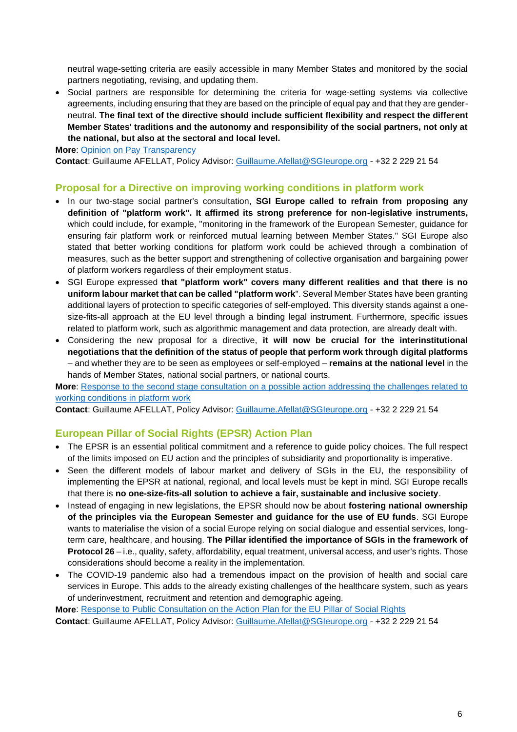neutral wage-setting criteria are easily accessible in many Member States and monitored by the social partners negotiating, revising, and updating them.

- Social partners are responsible for determining the criteria for wage-setting systems via collective agreements, including ensuring that they are based on the principle of equal pay and that they are gender-neutral. **The final text of the directive should include sufficient flexibility and respect the different Member States' traditions and the autonomy and responsibility of the social partners, not only at the national, but also at the sectoral and local level.**

**More**: [Opinion on Pay Transparency]()

**Contact**: Guillaume AFELLAT, Policy Advisor: [Guillaume.Afellat@SGIeurope.org](mailto:Guillaume.Afellat@SGIeurope.org) - +32 2 229 21 54

## Proposal for a Directive on improving working conditions in platform work

- In our two-stage social partner's consultation, **SGI Europe called to refrain from proposing any definition of "platform work". It affirmed its strong preference for non-legislative instruments,** which could include, for example, "monitoring in the framework of the European Semester, guidance for ensuring fair platform work or reinforced mutual learning between Member States." SGI Europe also stated that better working conditions for platform work could be achieved through a combination of measures, such as the better support and strengthening of collective organisation and bargaining power of platform workers regardless of their employment status.
- SGI Europe expressed **that "platform work" covers many different realities and that there is no uniform labour market that can be called "platform work**". Several Member States have been granting additional layers of protection to specific categories of self-employed. This diversity stands against a one-size-fits-all approach at the EU level through a binding legal instrument. Furthermore, specific issues related to platform work, such as algorithmic management and data protection, are already dealt with.
- Considering the new proposal for a directive, **it will now be crucial for the interinstitutional negotiations that the definition of the status of people that perform work through digital platforms** – and whether they are to be seen as employees or self-employed – **remains at the national level** in the hands of Member States, national social partners, or national courts.

**More**: [Response to the second stage consultation on a possible action addressing the challenges related to working conditions in platform work]()

**Contact**: Guillaume AFELLAT, Policy Advisor: [Guillaume.Afellat@SGIeurope.org](mailto:Guillaume.Afellat@SGIeurope.org) - +32 2 229 21 54

## European Pillar of Social Rights (EPSR) Action Plan

- The EPSR is an essential political commitment and a reference to guide policy choices. The full respect of the limits imposed on EU action and the principles of subsidiarity and proportionality is imperative.
- Seen the different models of labour market and delivery of SGIs in the EU, the responsibility of implementing the EPSR at national, regional, and local levels must be kept in mind. SGI Europe recalls that there is **no one-size-fits-all solution to achieve a fair, sustainable and inclusive society**.
- Instead of engaging in new legislations, the EPSR should now be about **fostering national ownership of the principles via the European Semester and guidance for the use of EU funds**. SGI Europe wants to materialise the vision of a social Europe relying on social dialogue and essential services, long-term care, healthcare, and housing. **The Pillar identified the importance of SGIs in the framework of Protocol 26** – i.e., quality, safety, affordability, equal treatment, universal access, and user's rights. Those considerations should become a reality in the implementation.
- The COVID-19 pandemic also had a tremendous impact on the provision of health and social care services in Europe. This adds to the already existing challenges of the healthcare system, such as years of underinvestment, recruitment and retention and demographic ageing.

**More**: [Response to Public Consultation on the Action Plan for the EU Pillar of Social Rights]()

**Contact**: Guillaume AFELLAT, Policy Advisor: [Guillaume.Afellat@SGIeurope.org](mailto:Guillaume.Afellat@SGIeurope.org) - +32 2 229 21 54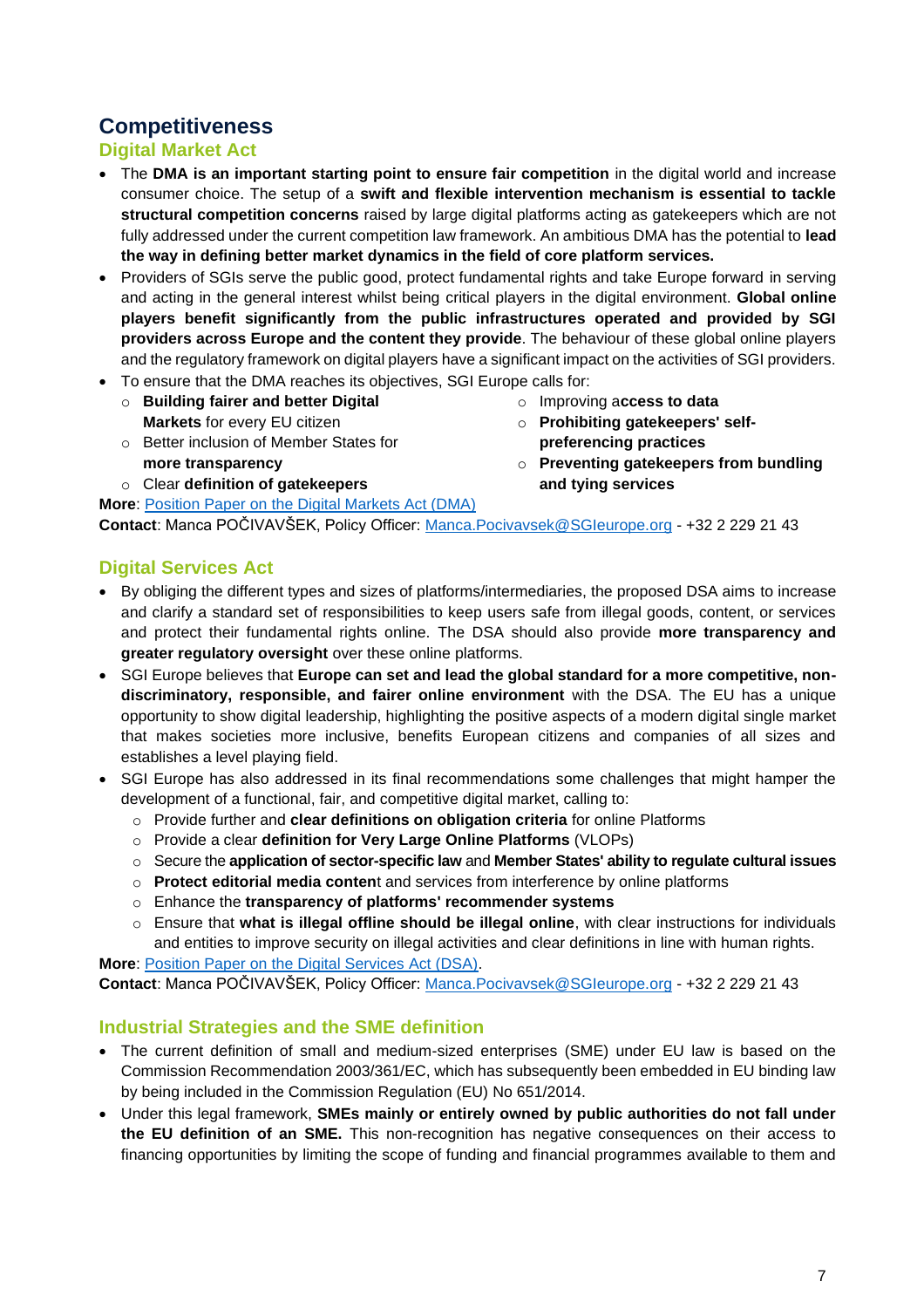# Competitiveness

## Digital Market Act

- The **DMA is an important starting point to ensure fair competition** in the digital world and increase consumer choice. The setup of a **swift and flexible intervention mechanism is essential to tackle structural competition concerns** raised by large digital platforms acting as gatekeepers which are not fully addressed under the current competition law framework. An ambitious DMA has the potential to **lead the way in defining better market dynamics in the field of core platform services.**
- Providers of SGIs serve the public good, protect fundamental rights and take Europe forward in serving and acting in the general interest whilst being critical players in the digital environment. **Global online players benefit significantly from the public infrastructures operated and provided by SGI providers across Europe and the content they provide**. The behaviour of these global online players and the regulatory framework on digital players have a significant impact on the activities of SGI providers.
- To ensure that the DMA reaches its objectives, SGI Europe calls for:
  - **Building fairer and better Digital Markets** for every EU citizen
  - Better inclusion of Member States for **more transparency**
  - Clear **definition of gatekeepers**
  - Improving a**ccess to data**
  - **Prohibiting gatekeepers' self-preferencing practices**
  - **Preventing gatekeepers from bundling and tying services**

**More**: [Position Paper on the Digital Markets Act (DMA)](#)
**Contact**: Manca POČIVAVŠEK, Policy Officer: Manca.Pocivavsek@SGIeurope.org - +32 2 229 21 43

## Digital Services Act

- By obliging the different types and sizes of platforms/intermediaries, the proposed DSA aims to increase and clarify a standard set of responsibilities to keep users safe from illegal goods, content, or services and protect their fundamental rights online. The DSA should also provide **more transparency and greater regulatory oversight** over these online platforms.
- SGI Europe believes that **Europe can set and lead the global standard for a more competitive, non-discriminatory, responsible, and fairer online environment** with the DSA. The EU has a unique opportunity to show digital leadership, highlighting the positive aspects of a modern digital single market that makes societies more inclusive, benefits European citizens and companies of all sizes and establishes a level playing field.
- SGI Europe has also addressed in its final recommendations some challenges that might hamper the development of a functional, fair, and competitive digital market, calling to:
  - Provide further and **clear definitions on obligation criteria** for online Platforms
  - Provide a clear **definition for Very Large Online Platforms** (VLOPs)
  - Secure the **application of sector-specific law** and **Member States' ability to regulate cultural issues**
  - **Protect editorial media conten**t and services from interference by online platforms
  - Enhance the **transparency of platforms' recommender systems**
  - Ensure that **what is illegal offline should be illegal online**, with clear instructions for individuals and entities to improve security on illegal activities and clear definitions in line with human rights.

**More**: [Position Paper on the Digital Services Act (DSA)](#).
**Contact**: Manca POČIVAVŠEK, Policy Officer: Manca.Pocivavsek@SGIeurope.org - +32 2 229 21 43

## Industrial Strategies and the SME definition

- The current definition of small and medium-sized enterprises (SME) under EU law is based on the Commission Recommendation 2003/361/EC, which has subsequently been embedded in EU binding law by being included in the Commission Regulation (EU) No 651/2014.
- Under this legal framework, **SMEs mainly or entirely owned by public authorities do not fall under the EU definition of an SME.** This non-recognition has negative consequences on their access to financing opportunities by limiting the scope of funding and financial programmes available to them and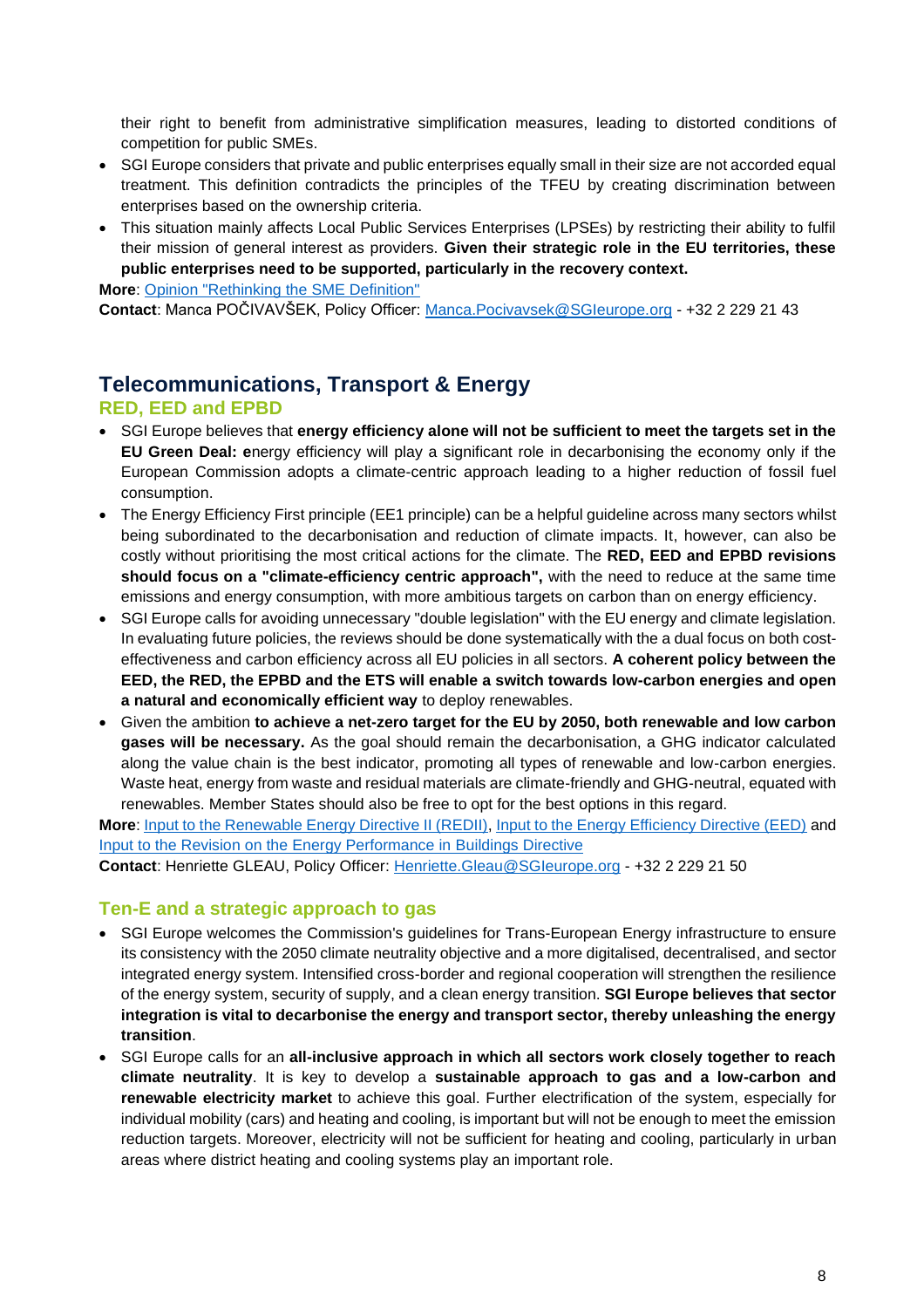their right to benefit from administrative simplification measures, leading to distorted conditions of competition for public SMEs.

- SGI Europe considers that private and public enterprises equally small in their size are not accorded equal treatment. This definition contradicts the principles of the TFEU by creating discrimination between enterprises based on the ownership criteria.
- This situation mainly affects Local Public Services Enterprises (LPSEs) by restricting their ability to fulfil their mission of general interest as providers. **Given their strategic role in the EU territories, these public enterprises need to be supported, particularly in the recovery context.**

**More**: [Opinion "Rethinking the SME Definition"]()
**Contact**: Manca POČIVAVŠEK, Policy Officer: [Manca.Pocivavsek@SGIeurope.org]() - +32 2 229 21 43

## Telecommunications, Transport & Energy

### RED, EED and EPBD

- SGI Europe believes that **energy efficiency alone will not be sufficient to meet the targets set in the EU Green Deal: e**nergy efficiency will play a significant role in decarbonising the economy only if the European Commission adopts a climate-centric approach leading to a higher reduction of fossil fuel consumption.
- The Energy Efficiency First principle (EE1 principle) can be a helpful guideline across many sectors whilst being subordinated to the decarbonisation and reduction of climate impacts. It, however, can also be costly without prioritising the most critical actions for the climate. The **RED, EED and EPBD revisions should focus on a "climate-efficiency centric approach",** with the need to reduce at the same time emissions and energy consumption, with more ambitious targets on carbon than on energy efficiency.
- SGI Europe calls for avoiding unnecessary "double legislation" with the EU energy and climate legislation. In evaluating future policies, the reviews should be done systematically with the a dual focus on both cost-effectiveness and carbon efficiency across all EU policies in all sectors. **A coherent policy between the EED, the RED, the EPBD and the ETS will enable a switch towards low-carbon energies and open a natural and economically efficient way** to deploy renewables.
- Given the ambition **to achieve a net-zero target for the EU by 2050, both renewable and low carbon gases will be necessary.** As the goal should remain the decarbonisation, a GHG indicator calculated along the value chain is the best indicator, promoting all types of renewable and low-carbon energies. Waste heat, energy from waste and residual materials are climate-friendly and GHG-neutral, equated with renewables. Member States should also be free to opt for the best options in this regard.

**More**: [Input to the Renewable Energy Directive II (REDII)](), [Input to the Energy Efficiency Directive (EED)]() and [Input to the Revision on the Energy Performance in Buildings Directive]()
**Contact**: Henriette GLEAU, Policy Officer: [Henriette.Gleau@SGIeurope.org]() - +32 2 229 21 50

### Ten-E and a strategic approach to gas

- SGI Europe welcomes the Commission's guidelines for Trans-European Energy infrastructure to ensure its consistency with the 2050 climate neutrality objective and a more digitalised, decentralised, and sector integrated energy system. Intensified cross-border and regional cooperation will strengthen the resilience of the energy system, security of supply, and a clean energy transition. **SGI Europe believes that sector integration is vital to decarbonise the energy and transport sector, thereby unleashing the energy transition**.
- SGI Europe calls for an **all-inclusive approach in which all sectors work closely together to reach climate neutrality**. It is key to develop a **sustainable approach to gas and a low-carbon and renewable electricity market** to achieve this goal. Further electrification of the system, especially for individual mobility (cars) and heating and cooling, is important but will not be enough to meet the emission reduction targets. Moreover, electricity will not be sufficient for heating and cooling, particularly in urban areas where district heating and cooling systems play an important role.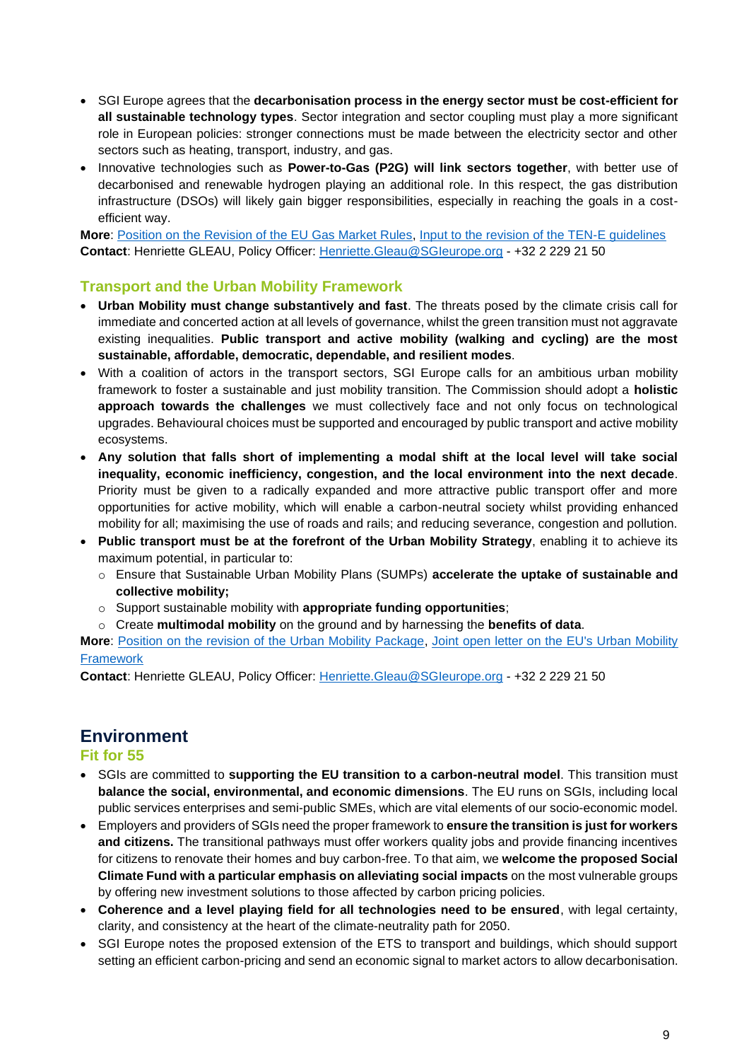- SGI Europe agrees that the **decarbonisation process in the energy sector must be cost-efficient for all sustainable technology types**. Sector integration and sector coupling must play a more significant role in European policies: stronger connections must be made between the electricity sector and other sectors such as heating, transport, industry, and gas.
- Innovative technologies such as **Power-to-Gas (P2G) will link sectors together**, with better use of decarbonised and renewable hydrogen playing an additional role. In this respect, the gas distribution infrastructure (DSOs) will likely gain bigger responsibilities, especially in reaching the goals in a cost-efficient way.

**More**: Position on the Revision of the EU Gas Market Rules, Input to the revision of the TEN-E guidelines
**Contact**: Henriette GLEAU, Policy Officer: Henriette.Gleau@SGIeurope.org - +32 2 229 21 50

### Transport and the Urban Mobility Framework

- **Urban Mobility must change substantively and fast**. The threats posed by the climate crisis call for immediate and concerted action at all levels of governance, whilst the green transition must not aggravate existing inequalities. **Public transport and active mobility (walking and cycling) are the most sustainable, affordable, democratic, dependable, and resilient modes**.
- With a coalition of actors in the transport sectors, SGI Europe calls for an ambitious urban mobility framework to foster a sustainable and just mobility transition. The Commission should adopt a **holistic approach towards the challenges** we must collectively face and not only focus on technological upgrades. Behavioural choices must be supported and encouraged by public transport and active mobility ecosystems.
- **Any solution that falls short of implementing a modal shift at the local level will take social inequality, economic inefficiency, congestion, and the local environment into the next decade**. Priority must be given to a radically expanded and more attractive public transport offer and more opportunities for active mobility, which will enable a carbon-neutral society whilst providing enhanced mobility for all; maximising the use of roads and rails; and reducing severance, congestion and pollution.
- **Public transport must be at the forefront of the Urban Mobility Strategy**, enabling it to achieve its maximum potential, in particular to:
  - Ensure that Sustainable Urban Mobility Plans (SUMPs) **accelerate the uptake of sustainable and collective mobility;**
  - Support sustainable mobility with **appropriate funding opportunities**;
  - Create **multimodal mobility** on the ground and by harnessing the **benefits of data**.

**More**: Position on the revision of the Urban Mobility Package, Joint open letter on the EU's Urban Mobility Framework
**Contact**: Henriette GLEAU, Policy Officer: Henriette.Gleau@SGIeurope.org - +32 2 229 21 50

## Environment

### Fit for 55

- SGIs are committed to **supporting the EU transition to a carbon-neutral model**. This transition must **balance the social, environmental, and economic dimensions**. The EU runs on SGIs, including local public services enterprises and semi-public SMEs, which are vital elements of our socio-economic model.
- Employers and providers of SGIs need the proper framework to **ensure the transition is just for workers and citizens.** The transitional pathways must offer workers quality jobs and provide financing incentives for citizens to renovate their homes and buy carbon-free. To that aim, we **welcome the proposed Social Climate Fund with a particular emphasis on alleviating social impacts** on the most vulnerable groups by offering new investment solutions to those affected by carbon pricing policies.
- **Coherence and a level playing field for all technologies need to be ensured**, with legal certainty, clarity, and consistency at the heart of the climate-neutrality path for 2050.
- SGI Europe notes the proposed extension of the ETS to transport and buildings, which should support setting an efficient carbon-pricing and send an economic signal to market actors to allow decarbonisation.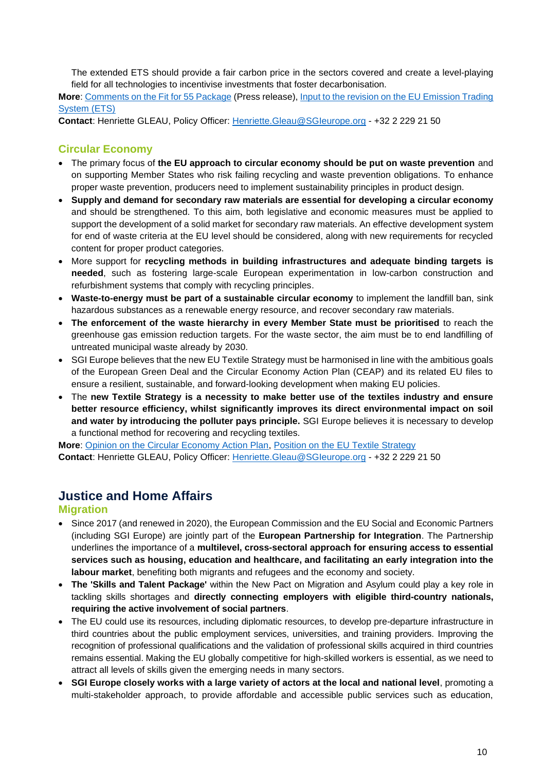The extended ETS should provide a fair carbon price in the sectors covered and create a level-playing field for all technologies to incentivise investments that foster decarbonisation.

**More**: [Comments on the Fit for 55 Package]() (Press release), [Input to the revision on the EU Emission Trading System (ETS)]()

**Contact**: Henriette GLEAU, Policy Officer: Henriette.Gleau@SGIeurope.org - +32 2 229 21 50

### Circular Economy

- The primary focus of **the EU approach to circular economy should be put on waste prevention** and on supporting Member States who risk failing recycling and waste prevention obligations. To enhance proper waste prevention, producers need to implement sustainability principles in product design.
- **Supply and demand for secondary raw materials are essential for developing a circular economy** and should be strengthened. To this aim, both legislative and economic measures must be applied to support the development of a solid market for secondary raw materials. An effective development system for end of waste criteria at the EU level should be considered, along with new requirements for recycled content for proper product categories.
- More support for **recycling methods in building infrastructures and adequate binding targets is needed**, such as fostering large-scale European experimentation in low-carbon construction and refurbishment systems that comply with recycling principles.
- **Waste-to-energy must be part of a sustainable circular economy** to implement the landfill ban, sink hazardous substances as a renewable energy resource, and recover secondary raw materials.
- **The enforcement of the waste hierarchy in every Member State must be prioritised** to reach the greenhouse gas emission reduction targets. For the waste sector, the aim must be to end landfilling of untreated municipal waste already by 2030.
- SGI Europe believes that the new EU Textile Strategy must be harmonised in line with the ambitious goals of the European Green Deal and the Circular Economy Action Plan (CEAP) and its related EU files to ensure a resilient, sustainable, and forward-looking development when making EU policies.
- The **new Textile Strategy is a necessity to make better use of the textiles industry and ensure better resource efficiency, whilst significantly improves its direct environmental impact on soil and water by introducing the polluter pays principle.** SGI Europe believes it is necessary to develop a functional method for recovering and recycling textiles.

**More**: [Opinion on the Circular Economy Action Plan](), [Position on the EU Textile Strategy]()

**Contact**: Henriette GLEAU, Policy Officer: Henriette.Gleau@SGIeurope.org - +32 2 229 21 50

## Justice and Home Affairs

### Migration

- Since 2017 (and renewed in 2020), the European Commission and the EU Social and Economic Partners (including SGI Europe) are jointly part of the **European Partnership for Integration**. The Partnership underlines the importance of a **multilevel, cross-sectoral approach for ensuring access to essential services such as housing, education and healthcare, and facilitating an early integration into the labour market**, benefiting both migrants and refugees and the economy and society.
- **The 'Skills and Talent Package'** within the New Pact on Migration and Asylum could play a key role in tackling skills shortages and **directly connecting employers with eligible third-country nationals, requiring the active involvement of social partners**.
- The EU could use its resources, including diplomatic resources, to develop pre-departure infrastructure in third countries about the public employment services, universities, and training providers. Improving the recognition of professional qualifications and the validation of professional skills acquired in third countries remains essential. Making the EU globally competitive for high-skilled workers is essential, as we need to attract all levels of skills given the emerging needs in many sectors.
- **SGI Europe closely works with a large variety of actors at the local and national level**, promoting a multi-stakeholder approach, to provide affordable and accessible public services such as education,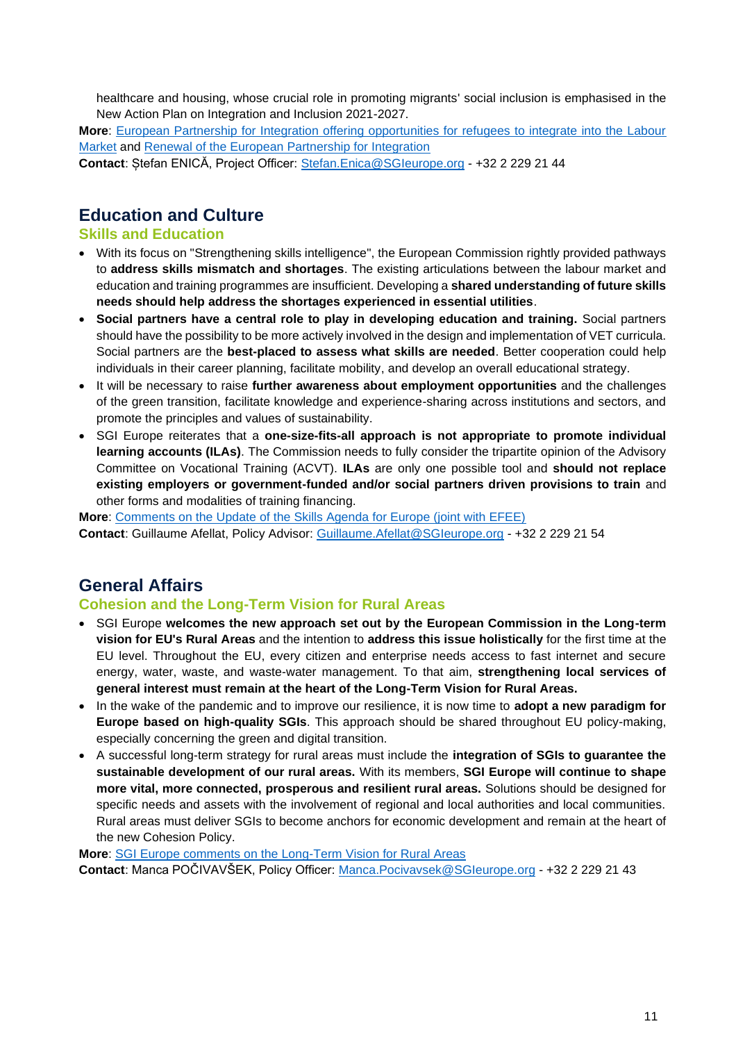healthcare and housing, whose crucial role in promoting migrants' social inclusion is emphasised in the New Action Plan on Integration and Inclusion 2021-2027.

**More**: European Partnership for Integration offering opportunities for refugees to integrate into the Labour Market and Renewal of the European Partnership for Integration

**Contact**: Ștefan ENICĂ, Project Officer: Stefan.Enica@SGIeurope.org - +32 2 229 21 44

## Education and Culture

### Skills and Education

- With its focus on "Strengthening skills intelligence", the European Commission rightly provided pathways to **address skills mismatch and shortages**. The existing articulations between the labour market and education and training programmes are insufficient. Developing a **shared understanding of future skills needs should help address the shortages experienced in essential utilities**.
- **Social partners have a central role to play in developing education and training.** Social partners should have the possibility to be more actively involved in the design and implementation of VET curricula. Social partners are the **best-placed to assess what skills are needed**. Better cooperation could help individuals in their career planning, facilitate mobility, and develop an overall educational strategy.
- It will be necessary to raise **further awareness about employment opportunities** and the challenges of the green transition, facilitate knowledge and experience-sharing across institutions and sectors, and promote the principles and values of sustainability.
- SGI Europe reiterates that a **one-size-fits-all approach is not appropriate to promote individual learning accounts (ILAs)**. The Commission needs to fully consider the tripartite opinion of the Advisory Committee on Vocational Training (ACVT). **ILAs** are only one possible tool and **should not replace existing employers or government-funded and/or social partners driven provisions to train** and other forms and modalities of training financing.

**More**: Comments on the Update of the Skills Agenda for Europe (joint with EFEE)

**Contact**: Guillaume Afellat, Policy Advisor: Guillaume.Afellat@SGIeurope.org - +32 2 229 21 54

## General Affairs

### Cohesion and the Long-Term Vision for Rural Areas

- SGI Europe **welcomes the new approach set out by the European Commission in the Long-term vision for EU's Rural Areas** and the intention to **address this issue holistically** for the first time at the EU level. Throughout the EU, every citizen and enterprise needs access to fast internet and secure energy, water, waste, and waste-water management. To that aim, **strengthening local services of general interest must remain at the heart of the Long-Term Vision for Rural Areas.**
- In the wake of the pandemic and to improve our resilience, it is now time to **adopt a new paradigm for Europe based on high-quality SGIs**. This approach should be shared throughout EU policy-making, especially concerning the green and digital transition.
- A successful long-term strategy for rural areas must include the **integration of SGIs to guarantee the sustainable development of our rural areas.** With its members, **SGI Europe will continue to shape more vital, more connected, prosperous and resilient rural areas.** Solutions should be designed for specific needs and assets with the involvement of regional and local authorities and local communities. Rural areas must deliver SGIs to become anchors for economic development and remain at the heart of the new Cohesion Policy.

**More**: SGI Europe comments on the Long-Term Vision for Rural Areas

**Contact**: Manca POČIVAVŠEK, Policy Officer: Manca.Pocivavsek@SGIeurope.org - +32 2 229 21 43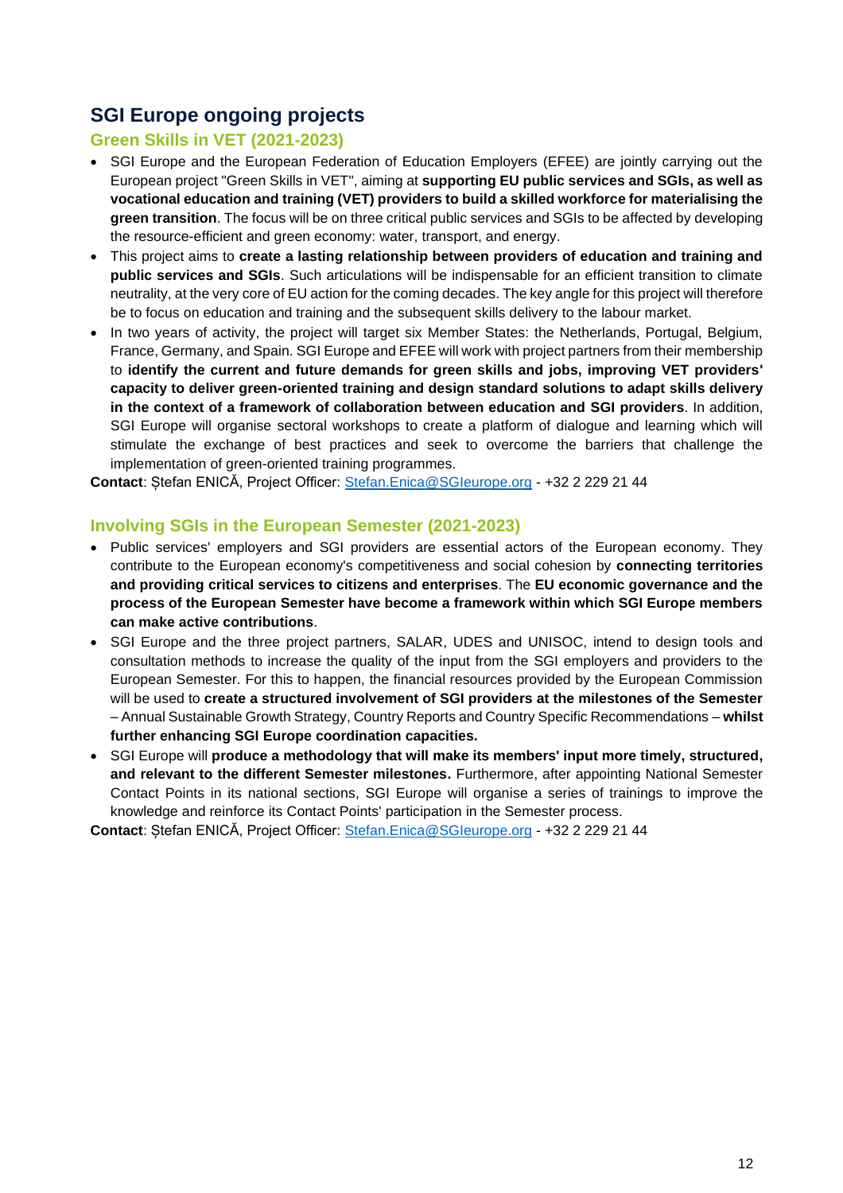## SGI Europe ongoing projects

### Green Skills in VET (2021-2023)

- SGI Europe and the European Federation of Education Employers (EFEE) are jointly carrying out the European project "Green Skills in VET", aiming at **supporting EU public services and SGIs, as well as vocational education and training (VET) providers to build a skilled workforce for materialising the green transition**. The focus will be on three critical public services and SGIs to be affected by developing the resource-efficient and green economy: water, transport, and energy.
- This project aims to **create a lasting relationship between providers of education and training and public services and SGIs**. Such articulations will be indispensable for an efficient transition to climate neutrality, at the very core of EU action for the coming decades. The key angle for this project will therefore be to focus on education and training and the subsequent skills delivery to the labour market.
- In two years of activity, the project will target six Member States: the Netherlands, Portugal, Belgium, France, Germany, and Spain. SGI Europe and EFEE will work with project partners from their membership to **identify the current and future demands for green skills and jobs, improving VET providers' capacity to deliver green-oriented training and design standard solutions to adapt skills delivery in the context of a framework of collaboration between education and SGI providers**. In addition, SGI Europe will organise sectoral workshops to create a platform of dialogue and learning which will stimulate the exchange of best practices and seek to overcome the barriers that challenge the implementation of green-oriented training programmes.

**Contact**: Ștefan ENICĂ, Project Officer: Stefan.Enica@SGIeurope.org - +32 2 229 21 44

### Involving SGIs in the European Semester (2021-2023)

- Public services' employers and SGI providers are essential actors of the European economy. They contribute to the European economy's competitiveness and social cohesion by **connecting territories and providing critical services to citizens and enterprises**. The **EU economic governance and the process of the European Semester have become a framework within which SGI Europe members can make active contributions**.
- SGI Europe and the three project partners, SALAR, UDES and UNISOC, intend to design tools and consultation methods to increase the quality of the input from the SGI employers and providers to the European Semester. For this to happen, the financial resources provided by the European Commission will be used to **create a structured involvement of SGI providers at the milestones of the Semester** – Annual Sustainable Growth Strategy, Country Reports and Country Specific Recommendations – **whilst further enhancing SGI Europe coordination capacities.**
- SGI Europe will **produce a methodology that will make its members' input more timely, structured, and relevant to the different Semester milestones.** Furthermore, after appointing National Semester Contact Points in its national sections, SGI Europe will organise a series of trainings to improve the knowledge and reinforce its Contact Points' participation in the Semester process.

**Contact**: Ștefan ENICĂ, Project Officer: Stefan.Enica@SGIeurope.org - +32 2 229 21 44